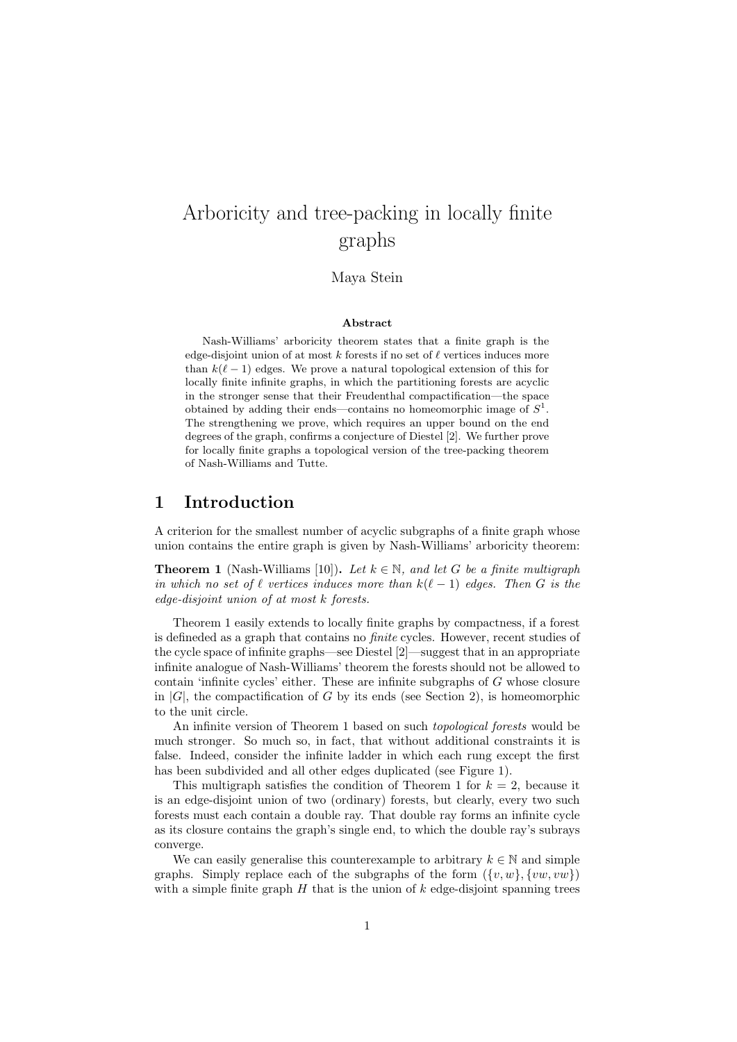# Arboricity and tree-packing in locally finite graphs

Maya Stein

### Abstract

Nash-Williams' arboricity theorem states that a finite graph is the edge-disjoint union of at most $k$ forests if no set of $\ell$ vertices induces more than $k(\ell - 1)$ edges. We prove a natural topological extension of this for locally finite infinite graphs, in which the partitioning forests are acyclic in the stronger sense that their Freudenthal compactification—the space obtained by adding their ends—contains no homeomorphic image of $S^1$. The strengthening we prove, which requires an upper bound on the end degrees of the graph, confirms a conjecture of Diestel [2]. We further prove for locally finite graphs a topological version of the tree-packing theorem of Nash-Williams and Tutte.

## 1 Introduction

A criterion for the smallest number of acyclic subgraphs of a finite graph whose union contains the entire graph is given by Nash-Williams' arboricity theorem:

**Theorem 1** (Nash-Williams [10]). *Let $k \in \mathbb{N}$, and let $G$ be a finite multigraph in which no set of $\ell$ vertices induces more than $k(\ell - 1)$ edges. Then $G$ is the edge-disjoint union of at most $k$ forests.*

Theorem 1 easily extends to locally finite graphs by compactness, if a forest is defineded as a graph that contains no *finite* cycles. However, recent studies of the cycle space of infinite graphs—see Diestel [2]—suggest that in an appropriate infinite analogue of Nash-Williams' theorem the forests should not be allowed to contain 'infinite cycles' either. These are infinite subgraphs of $G$ whose closure in $|G|$, the compactification of $G$ by its ends (see Section 2), is homeomorphic to the unit circle.

An infinite version of Theorem 1 based on such *topological forests* would be much stronger. So much so, in fact, that without additional constraints it is false. Indeed, consider the infinite ladder in which each rung except the first has been subdivided and all other edges duplicated (see Figure 1).

This multigraph satisfies the condition of Theorem 1 for $k = 2$, because it is an edge-disjoint union of two (ordinary) forests, but clearly, every two such forests must each contain a double ray. That double ray forms an infinite cycle as its closure contains the graph's single end, to which the double ray's subrays converge.

We can easily generalise this counterexample to arbitrary $k \in \mathbb{N}$ and simple graphs. Simply replace each of the subgraphs of the form $(\{v, w\}, \{vw, vw\})$ with a simple finite graph $H$ that is the union of $k$ edge-disjoint spanning trees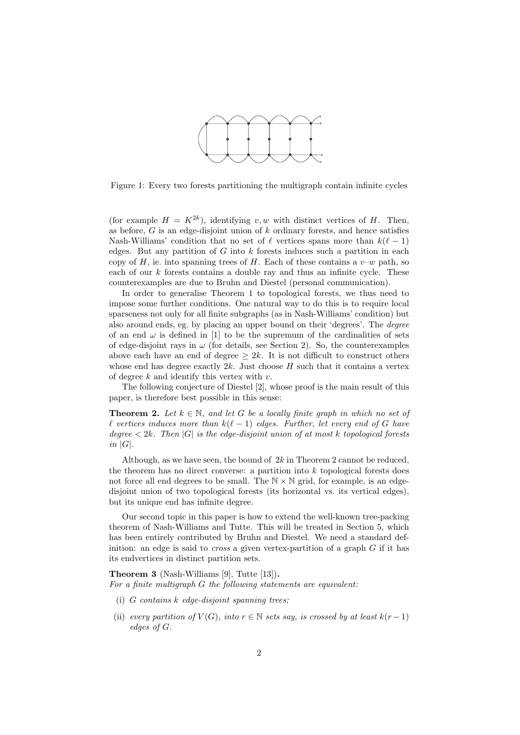Figure 1: Every two forests partitioning the multigraph contain infinite cycles

(for example $H = K^{2k}$), identifying $v, w$ with distinct vertices of $H$. Then, as before, $G$ is an edge-disjoint union of $k$ ordinary forests, and hence satisfies Nash-Williams' condition that no set of $\ell$ vertices spans more than $k(\ell - 1)$ edges. But any partition of $G$ into $k$ forests induces such a partition in each copy of $H$, ie. into spanning trees of $H$. Each of these contains a $v$–$w$ path, so each of our $k$ forests contains a double ray and thus an infinite cycle. These counterexamples are due to Bruhn and Diestel (personal communication).

In order to generalise Theorem 1 to topological forests, we thus need to impose some further conditions. One natural way to do this is to require local sparseness not only for all finite subgraphs (as in Nash-Williams' condition) but also around ends, eg. by placing an upper bound on their 'degrees'. The *degree* of an end $\omega$ is defined in [1] to be the supremum of the cardinalities of sets of edge-disjoint rays in $\omega$ (for details, see Section 2). So, the counterexamples above each have an end of degree $\geq 2k$. It is not difficult to construct others whose end has degree exactly $2k$. Just choose $H$ such that it contains a vertex of degree $k$ and identify this vertex with $v$.

The following conjecture of Diestel [2], whose proof is the main result of this paper, is therefore best possible in this sense:

**Theorem 2.** *Let $k \in \mathbb{N}$, and let $G$ be a locally finite graph in which no set of $\ell$ vertices induces more than $k(\ell - 1)$ edges. Further, let every end of $G$ have degree $< 2k$. Then $|G|$ is the edge-disjoint union of at most $k$ topological forests in $|G|$.*

Although, as we have seen, the bound of $2k$ in Theorem 2 cannot be reduced, the theorem has no direct converse: a partition into $k$ topological forests does not force all end degrees to be small. The $\mathbb{N} \times \mathbb{N}$ grid, for example, is an edge-disjoint union of two topological forests (its horizontal vs. its vertical edges), but its unique end has infinite degree.

Our second topic in this paper is how to extend the well-known tree-packing theorem of Nash-Williams and Tutte. This will be treated in Section 5, which has been entirely contributed by Bruhn and Diestel. We need a standard definition: an edge is said to *cross* a given vertex-partition of a graph $G$ if it has its endvertices in distinct partition sets.

**Theorem 3** (Nash-Williams [9], Tutte [13])**.**
*For a finite multigraph $G$ the following statements are equivalent:*

(i) *$G$ contains $k$ edge-disjoint spanning trees;*

(ii) *every partition of $V(G)$, into $r \in \mathbb{N}$ sets say, is crossed by at least $k(r - 1)$ edges of $G$.*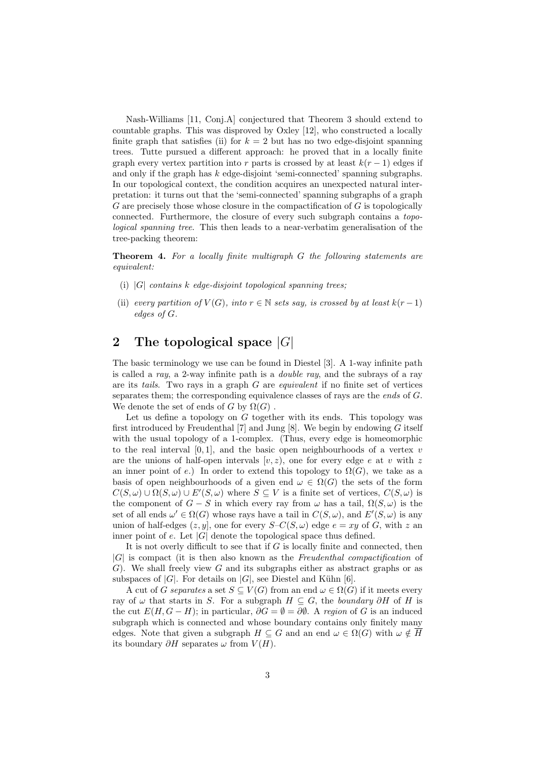Nash-Williams [11, Conj.A] conjectured that Theorem 3 should extend to countable graphs. This was disproved by Oxley [12], who constructed a locally finite graph that satisfies (ii) for $k = 2$ but has no two edge-disjoint spanning trees. Tutte pursued a different approach: he proved that in a locally finite graph every vertex partition into $r$ parts is crossed by at least $k(r-1)$ edges if and only if the graph has $k$ edge-disjoint 'semi-connected' spanning subgraphs. In our topological context, the condition acquires an unexpected natural interpretation: it turns out that the 'semi-connected' spanning subgraphs of a graph $G$ are precisely those whose closure in the compactification of $G$ is topologically connected. Furthermore, the closure of every such subgraph contains a *topological spanning tree*. This then leads to a near-verbatim generalisation of the tree-packing theorem:

**Theorem 4.** *For a locally finite multigraph $G$ the following statements are equivalent:*

- (i) *$|G|$ contains $k$ edge-disjoint topological spanning trees;*
- (ii) *every partition of $V(G)$, into $r \in \mathbb{N}$ sets say, is crossed by at least $k(r-1)$ edges of $G$.*

## 2 The topological space $|G|$

The basic terminology we use can be found in Diestel [3]. A 1-way infinite path is called a *ray*, a 2-way infinite path is a *double ray*, and the subrays of a ray are its *tails*. Two rays in a graph $G$ are *equivalent* if no finite set of vertices separates them; the corresponding equivalence classes of rays are the *ends* of $G$. We denote the set of ends of $G$ by $\Omega(G)$ .

Let us define a topology on $G$ together with its ends. This topology was first introduced by Freudenthal [7] and Jung [8]. We begin by endowing $G$ itself with the usual topology of a 1-complex. (Thus, every edge is homeomorphic to the real interval $[0, 1]$, and the basic open neighbourhoods of a vertex $v$ are the unions of half-open intervals $[v, z)$, one for every edge $e$ at $v$ with $z$ an inner point of $e$.) In order to extend this topology to $\Omega(G)$, we take as a basis of open neighbourhoods of a given end $\omega \in \Omega(G)$ the sets of the form $C(S, \omega) \cup \Omega(S, \omega) \cup E'(S, \omega)$ where $S \subseteq V$ is a finite set of vertices, $C(S, \omega)$ is the component of $G - S$ in which every ray from $\omega$ has a tail, $\Omega(S, \omega)$ is the set of all ends $\omega' \in \Omega(G)$ whose rays have a tail in $C(S, \omega)$, and $E'(S, \omega)$ is any union of half-edges $(z, y]$, one for every $S$–$C(S, \omega)$ edge $e = xy$ of $G$, with $z$ an inner point of $e$. Let $|G|$ denote the topological space thus defined.

It is not overly difficult to see that if $G$ is locally finite and connected, then $|G|$ is compact (it is then also known as the *Freudenthal compactification* of $G$). We shall freely view $G$ and its subgraphs either as abstract graphs or as subspaces of $|G|$. For details on $|G|$, see Diestel and Kühn [6].

A cut of $G$ *separates* a set $S \subseteq V(G)$ from an end $\omega \in \Omega(G)$ if it meets every ray of $\omega$ that starts in $S$. For a subgraph $H \subseteq G$, the *boundary* $\partial H$ of $H$ is the cut $E(H, G - H)$; in particular, $\partial G = \emptyset = \partial \emptyset$. A *region* of $G$ is an induced subgraph which is connected and whose boundary contains only finitely many edges. Note that given a subgraph $H \subseteq G$ and an end $\omega \in \Omega(G)$ with $\omega \notin \overline{H}$ its boundary $\partial H$ separates $\omega$ from $V(H)$.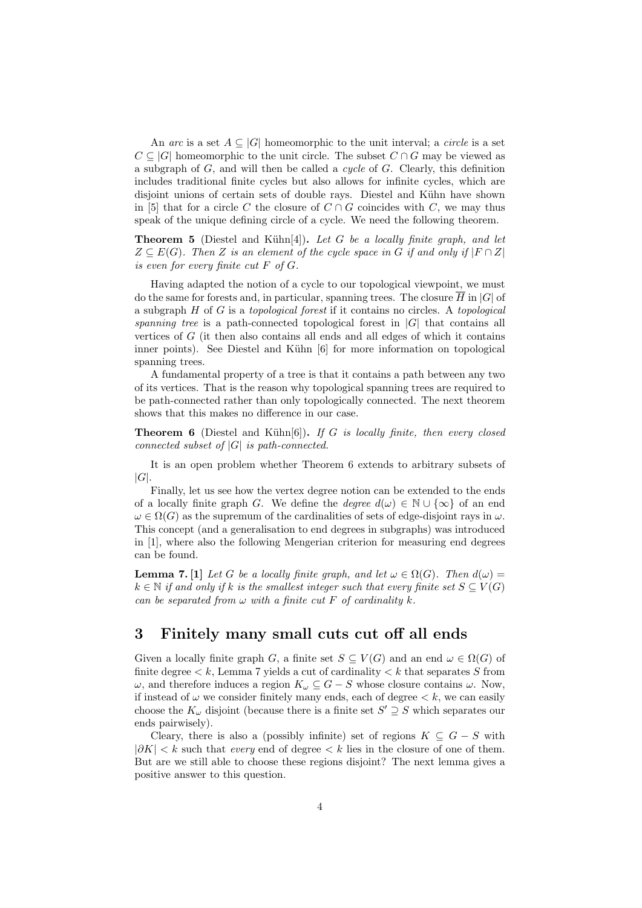An *arc* is a set $A \subseteq |G|$ homeomorphic to the unit interval; a *circle* is a set $C \subseteq |G|$ homeomorphic to the unit circle. The subset $C \cap G$ may be viewed as a subgraph of $G$, and will then be called a *cycle* of $G$. Clearly, this definition includes traditional finite cycles but also allows for infinite cycles, which are disjoint unions of certain sets of double rays. Diestel and Kühn have shown in [5] that for a circle $C$ the closure of $C \cap G$ coincides with $C$, we may thus speak of the unique defining circle of a cycle. We need the following theorem.

**Theorem 5** (Diestel and Kühn[4])**.** *Let $G$ be a locally finite graph, and let $Z \subseteq E(G)$. Then $Z$ is an element of the cycle space in $G$ if and only if $|F \cap Z|$ is even for every finite cut $F$ of $G$.*

Having adapted the notion of a cycle to our topological viewpoint, we must do the same for forests and, in particular, spanning trees. The closure $\overline{H}$ in $|G|$ of a subgraph $H$ of $G$ is a *topological forest* if it contains no circles. A *topological spanning tree* is a path-connected topological forest in $|G|$ that contains all vertices of $G$ (it then also contains all ends and all edges of which it contains inner points). See Diestel and Kühn [6] for more information on topological spanning trees.

A fundamental property of a tree is that it contains a path between any two of its vertices. That is the reason why topological spanning trees are required to be path-connected rather than only topologically connected. The next theorem shows that this makes no difference in our case.

**Theorem 6** (Diestel and Kühn[6])**.** *If $G$ is locally finite, then every closed connected subset of $|G|$ is path-connected.*

It is an open problem whether Theorem 6 extends to arbitrary subsets of $|G|$.

Finally, let us see how the vertex degree notion can be extended to the ends of a locally finite graph $G$. We define the *degree* $d(\omega) \in \mathbb{N} \cup \{\infty\}$ of an end $\omega \in \Omega(G)$ as the supremum of the cardinalities of sets of edge-disjoint rays in $\omega$. This concept (and a generalisation to end degrees in subgraphs) was introduced in [1], where also the following Mengerian criterion for measuring end degrees can be found.

**Lemma 7.** **[1]** *Let $G$ be a locally finite graph, and let $\omega \in \Omega(G)$. Then $d(\omega) = k \in \mathbb{N}$ if and only if $k$ is the smallest integer such that every finite set $S \subseteq V(G)$ can be separated from $\omega$ with a finite cut $F$ of cardinality $k$.*

## 3 Finitely many small cuts cut off all ends

Given a locally finite graph $G$, a finite set $S \subseteq V(G)$ and an end $\omega \in \Omega(G)$ of finite degree $< k$, Lemma 7 yields a cut of cardinality $< k$ that separates $S$ from $\omega$, and therefore induces a region $K_\omega \subseteq G - S$ whose closure contains $\omega$. Now, if instead of $\omega$ we consider finitely many ends, each of degree $< k$, we can easily choose the $K_\omega$ disjoint (because there is a finite set $S' \supseteq S$ which separates our ends pairwisely).

Cleary, there is also a (possibly infinite) set of regions $K \subseteq G - S$ with $|\partial K| < k$ such that *every* end of degree $< k$ lies in the closure of one of them. But are we still able to choose these regions disjoint? The next lemma gives a positive answer to this question.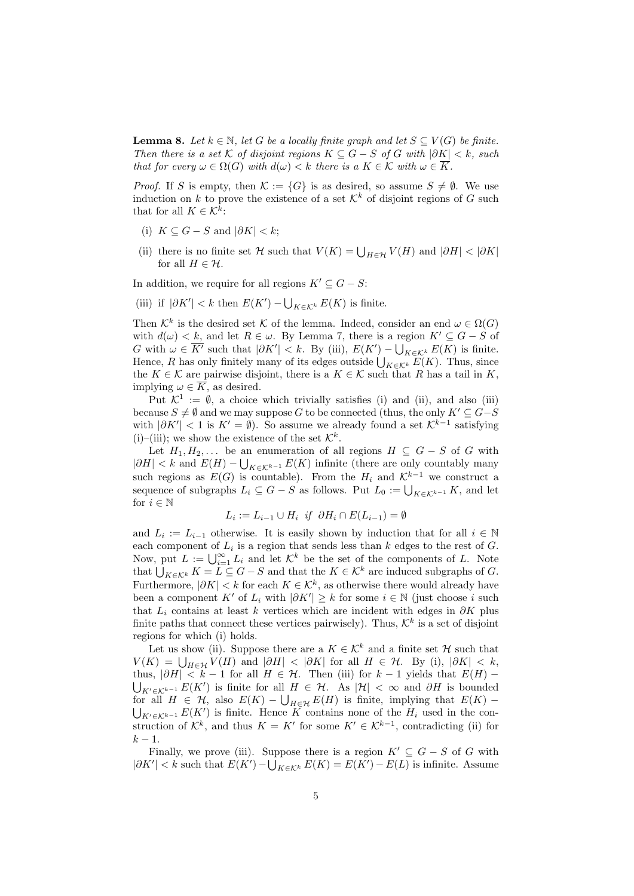**Lemma 8.** *Let $k \in \mathbb{N}$, let $G$ be a locally finite graph and let $S \subseteq V(G)$ be finite. Then there is a set $\mathcal{K}$ of disjoint regions $K \subseteq G - S$ of $G$ with $|\partial K| < k$, such that for every $\omega \in \Omega(G)$ with $d(\omega) < k$ there is a $K \in \mathcal{K}$ with $\omega \in \overline{K}$.*

*Proof.* If $S$ is empty, then $\mathcal{K} := \{G\}$ is as desired, so assume $S \neq \emptyset$. We use induction on $k$ to prove the existence of a set $\mathcal{K}^k$ of disjoint regions of $G$ such that for all $K \in \mathcal{K}^k$:

(i) $K \subseteq G - S$ and $|\partial K| < k$;

(ii) there is no finite set $\mathcal{H}$ such that $V(K) = \bigcup_{H \in \mathcal{H}} V(H)$ and $|\partial H| < |\partial K|$ for all $H \in \mathcal{H}$.

In addition, we require for all regions $K' \subseteq G - S$:

(iii) if $|\partial K'| < k$ then $E(K') - \bigcup_{K \in \mathcal{K}^k} E(K)$ is finite.

Then $\mathcal{K}^k$ is the desired set $\mathcal{K}$ of the lemma. Indeed, consider an end $\omega \in \Omega(G)$ with $d(\omega) < k$, and let $R \in \omega$. By Lemma 7, there is a region $K' \subseteq G - S$ of $G$ with $\omega \in \overline{K'}$ such that $|\partial K'| < k$. By (iii), $E(K') - \bigcup_{K \in \mathcal{K}^k} E(K)$ is finite. Hence, $R$ has only finitely many of its edges outside $\bigcup_{K \in \mathcal{K}^k} E(K)$. Thus, since the $K \in \mathcal{K}$ are pairwise disjoint, there is a $K \in \mathcal{K}$ such that $R$ has a tail in $K$, implying $\omega \in \overline{K}$, as desired.

Put $\mathcal{K}^1 := \emptyset$, a choice which trivially satisfies (i) and (ii), and also (iii) because $S \neq \emptyset$ and we may suppose $G$ to be connected (thus, the only $K' \subseteq G - S$ with $|\partial K'| < 1$ is $K' = \emptyset$). So assume we already found a set $\mathcal{K}^{k-1}$ satisfying (i)–(iii); we show the existence of the set $\mathcal{K}^k$.

Let $H_1, H_2, \ldots$ be an enumeration of all regions $H \subseteq G - S$ of $G$ with $|\partial H| < k$ and $E(H) - \bigcup_{K \in \mathcal{K}^{k-1}} E(K)$ infinite (there are only countably many such regions as $E(G)$ is countable). From the $H_i$ and $\mathcal{K}^{k-1}$ we construct a sequence of subgraphs $L_i \subseteq G - S$ as follows. Put $L_0 := \bigcup_{K \in \mathcal{K}^{k-1}} K$, and let for $i \in \mathbb{N}$

$$L_i := L_{i-1} \cup H_i \ \ \textit{if} \ \ \partial H_i \cap E(L_{i-1}) = \emptyset$$

and $L_i := L_{i-1}$ otherwise. It is easily shown by induction that for all $i \in \mathbb{N}$ each component of $L_i$ is a region that sends less than $k$ edges to the rest of $G$. Now, put $L := \bigcup_{i=1}^{\infty} L_i$ and let $\mathcal{K}^k$ be the set of the components of $L$. Note that $\bigcup_{K \in \mathcal{K}^k} K = L \subseteq G - S$ and that the $K \in \mathcal{K}^k$ are induced subgraphs of $G$. Furthermore, $|\partial K| < k$ for each $K \in \mathcal{K}^k$, as otherwise there would already have been a component $K'$ of $L_i$ with $|\partial K'| \geq k$ for some $i \in \mathbb{N}$ (just choose $i$ such that $L_i$ contains at least $k$ vertices which are incident with edges in $\partial K$ plus finite paths that connect these vertices pairwisely). Thus, $\mathcal{K}^k$ is a set of disjoint regions for which (i) holds.

Let us show (ii). Suppose there are a $K \in \mathcal{K}^k$ and a finite set $\mathcal{H}$ such that $V(K) = \bigcup_{H \in \mathcal{H}} V(H)$ and $|\partial H| < |\partial K|$ for all $H \in \mathcal{H}$. By (i), $|\partial K| < k$, thus, $|\partial H| < k - 1$ for all $H \in \mathcal{H}$. Then (iii) for $k - 1$ yields that $E(H) - \bigcup_{K' \in \mathcal{K}^{k-1}} E(K')$ is finite for all $H \in \mathcal{H}$. As $|\mathcal{H}| < \infty$ and $\partial H$ is bounded for all $H \in \mathcal{H}$, also $E(K) - \bigcup_{H \in \mathcal{H}} E(H)$ is finite, implying that $E(K) - \bigcup_{K' \in \mathcal{K}^{k-1}} E(K')$ is finite. Hence $K$ contains none of the $H_i$ used in the construction of $\mathcal{K}^k$, and thus $K = K'$ for some $K' \in \mathcal{K}^{k-1}$, contradicting (ii) for $k - 1$.

Finally, we prove (iii). Suppose there is a region $K' \subseteq G - S$ of $G$ with $|\partial K'| < k$ such that $E(K') - \bigcup_{K \in \mathcal{K}^k} E(K) = E(K') - E(L)$ is infinite. Assume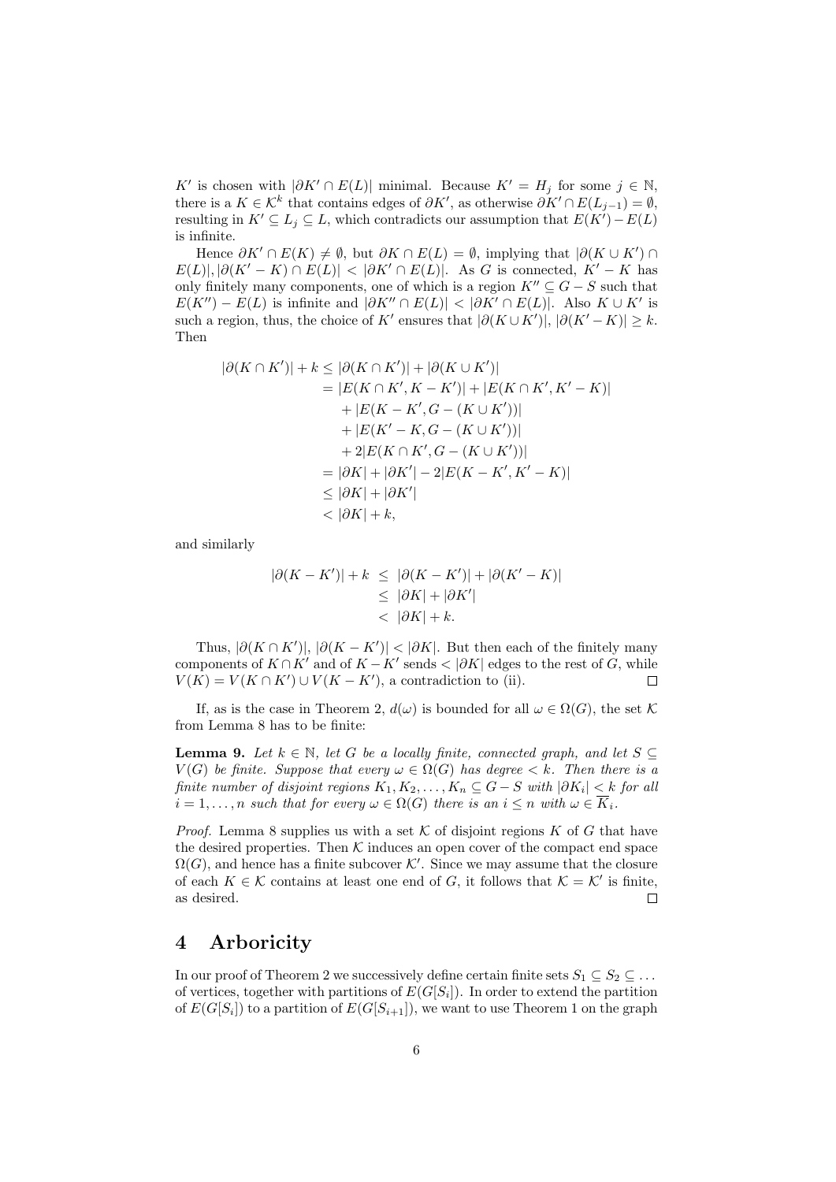$K'$ is chosen with $|\partial K' \cap E(L)|$ minimal. Because $K' = H_j$ for some $j \in \mathbb{N}$, there is a $K \in \mathcal{K}^k$ that contains edges of $\partial K'$, as otherwise $\partial K' \cap E(L_{j-1}) = \emptyset$, resulting in $K' \subseteq L_j \subseteq L$, which contradicts our assumption that $E(K') - E(L)$ is infinite.

Hence $\partial K' \cap E(K) \neq \emptyset$, but $\partial K \cap E(L) = \emptyset$, implying that $|\partial(K \cup K') \cap E(L)|, |\partial(K' - K) \cap E(L)| < |\partial K' \cap E(L)|$. As $G$ is connected, $K' - K$ has only finitely many components, one of which is a region $K'' \subseteq G - S$ such that $E(K'') - E(L)$ is infinite and $|\partial K'' \cap E(L)| < |\partial K' \cap E(L)|$. Also $K \cup K'$ is such a region, thus, the choice of $K'$ ensures that $|\partial(K \cup K')|, |\partial(K' - K)| \geq k$. Then

$$
\begin{aligned}
|\partial(K \cap K')| + k &\leq |\partial(K \cap K')| + |\partial(K \cup K')| \\
&= |E(K \cap K', K - K')| + |E(K \cap K', K' - K)| \\
&\quad + |E(K - K', G - (K \cup K'))| \\
&\quad + |E(K' - K, G - (K \cup K'))| \\
&\quad + 2|E(K \cap K', G - (K \cup K'))| \\
&= |\partial K| + |\partial K'| - 2|E(K - K', K' - K)| \\
&\leq |\partial K| + |\partial K'| \\
&< |\partial K| + k,
\end{aligned}
$$

and similarly

$$
\begin{aligned}
|\partial(K - K')| + k &\leq |\partial(K - K')| + |\partial(K' - K)| \\
&\leq |\partial K| + |\partial K'| \\
&< |\partial K| + k.
\end{aligned}
$$

Thus, $|\partial(K \cap K')|, |\partial(K - K')| < |\partial K|$. But then each of the finitely many components of $K \cap K'$ and of $K - K'$ sends $< |\partial K|$ edges to the rest of $G$, while $V(K) = V(K \cap K') \cup V(K - K')$, a contradiction to (ii). $\square$

If, as is the case in Theorem 2, $d(\omega)$ is bounded for all $\omega \in \Omega(G)$, the set $\mathcal{K}$ from Lemma 8 has to be finite:

**Lemma 9.** *Let $k \in \mathbb{N}$, let $G$ be a locally finite, connected graph, and let $S \subseteq V(G)$ be finite. Suppose that every $\omega \in \Omega(G)$ has degree $< k$. Then there is a finite number of disjoint regions $K_1, K_2, \ldots, K_n \subseteq G - S$ with $|\partial K_i| < k$ for all $i = 1, \ldots, n$ such that for every $\omega \in \Omega(G)$ there is an $i \leq n$ with $\omega \in \overline{K}_i$.*

*Proof.* Lemma 8 supplies us with a set $\mathcal{K}$ of disjoint regions $K$ of $G$ that have the desired properties. Then $\mathcal{K}$ induces an open cover of the compact end space $\Omega(G)$, and hence has a finite subcover $\mathcal{K}'$. Since we may assume that the closure of each $K \in \mathcal{K}$ contains at least one end of $G$, it follows that $\mathcal{K} = \mathcal{K}'$ is finite, as desired. $\square$

# 4 Arboricity

In our proof of Theorem 2 we successively define certain finite sets $S_1 \subseteq S_2 \subseteq \ldots$ of vertices, together with partitions of $E(G[S_i])$. In order to extend the partition of $E(G[S_i])$ to a partition of $E(G[S_{i+1}])$, we want to use Theorem 1 on the graph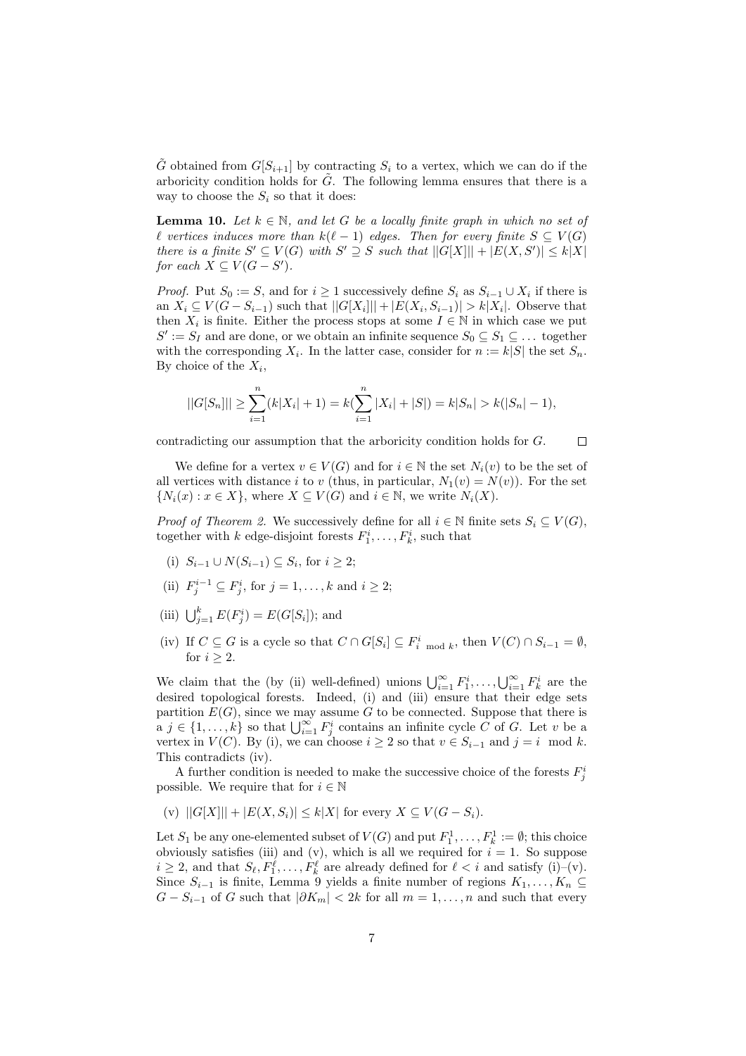$\tilde{G}$ obtained from $G[S_{i+1}]$ by contracting $S_i$ to a vertex, which we can do if the arboricity condition holds for $\tilde{G}$. The following lemma ensures that there is a way to choose the $S_i$ so that it does:

**Lemma 10.** *Let $k \in \mathbb{N}$, and let $G$ be a locally finite graph in which no set of $\ell$ vertices induces more than $k(\ell - 1)$ edges. Then for every finite $S \subseteq V(G)$ there is a finite $S' \subseteq V(G)$ with $S' \supseteq S$ such that $||G[X]|| + |E(X, S')| \leq k|X|$ for each $X \subseteq V(G - S')$.*

*Proof.* Put $S_0 := S$, and for $i \geq 1$ successively define $S_i$ as $S_{i-1} \cup X_i$ if there is an $X_i \subseteq V(G - S_{i-1})$ such that $||G[X_i]|| + |E(X_i, S_{i-1})| > k|X_i|$. Observe that then $X_i$ is finite. Either the process stops at some $I \in \mathbb{N}$ in which case we put $S' := S_I$ and are done, or we obtain an infinite sequence $S_0 \subseteq S_1 \subseteq \ldots$ together with the corresponding $X_i$. In the latter case, consider for $n := k|S|$ the set $S_n$. By choice of the $X_i$,

$$||G[S_n]|| \geq \sum_{i=1}^{n}(k|X_i| + 1) = k(\sum_{i=1}^{n}|X_i| + |S|) = k|S_n| > k(|S_n| - 1),$$

contradicting our assumption that the arboricity condition holds for $G$. $\square$

We define for a vertex $v \in V(G)$ and for $i \in \mathbb{N}$ the set $N_i(v)$ to be the set of all vertices with distance $i$ to $v$ (thus, in particular, $N_1(v) = N(v)$). For the set $\{N_i(x) : x \in X\}$, where $X \subseteq V(G)$ and $i \in \mathbb{N}$, we write $N_i(X)$.

*Proof of Theorem 2.* We successively define for all $i \in \mathbb{N}$ finite sets $S_i \subseteq V(G)$, together with $k$ edge-disjoint forests $F_1^i, \ldots, F_k^i$, such that

(i) $S_{i-1} \cup N(S_{i-1}) \subseteq S_i$, for $i \geq 2$;

(ii) $F_j^{i-1} \subseteq F_j^i$, for $j = 1, \ldots, k$ and $i \geq 2$;

(iii) $\bigcup_{j=1}^{k} E(F_j^i) = E(G[S_i])$; and

(iv) If $C \subseteq G$ is a cycle so that $C \cap G[S_i] \subseteq F^i_{i \bmod k}$, then $V(C) \cap S_{i-1} = \emptyset$, for $i \geq 2$.

We claim that the (by (ii) well-defined) unions $\bigcup_{i=1}^{\infty} F_1^i, \ldots, \bigcup_{i=1}^{\infty} F_k^i$ are the desired topological forests. Indeed, (i) and (iii) ensure that their edge sets partition $E(G)$, since we may assume $G$ to be connected. Suppose that there is a $j \in \{1, \ldots, k\}$ so that $\bigcup_{i=1}^{\infty} F_j^i$ contains an infinite cycle $C$ of $G$. Let $v$ be a vertex in $V(C)$. By (i), we can choose $i \geq 2$ so that $v \in S_{i-1}$ and $j = i \mod k$. This contradicts (iv).

A further condition is needed to make the successive choice of the forests $F_j^i$ possible. We require that for $i \in \mathbb{N}$

(v) $||G[X]|| + |E(X, S_i)| \leq k|X|$ for every $X \subseteq V(G - S_i)$.

Let $S_1$ be any one-elemented subset of $V(G)$ and put $F_1^1, \ldots, F_k^1 := \emptyset$; this choice obviously satisfies (iii) and (v), which is all we required for $i = 1$. So suppose $i \geq 2$, and that $S_\ell, F_1^\ell, \ldots, F_k^\ell$ are already defined for $\ell < i$ and satisfy (i)–(v). Since $S_{i-1}$ is finite, Lemma 9 yields a finite number of regions $K_1, \ldots, K_n \subseteq G - S_{i-1}$ of $G$ such that $|\partial K_m| < 2k$ for all $m = 1, \ldots, n$ and such that every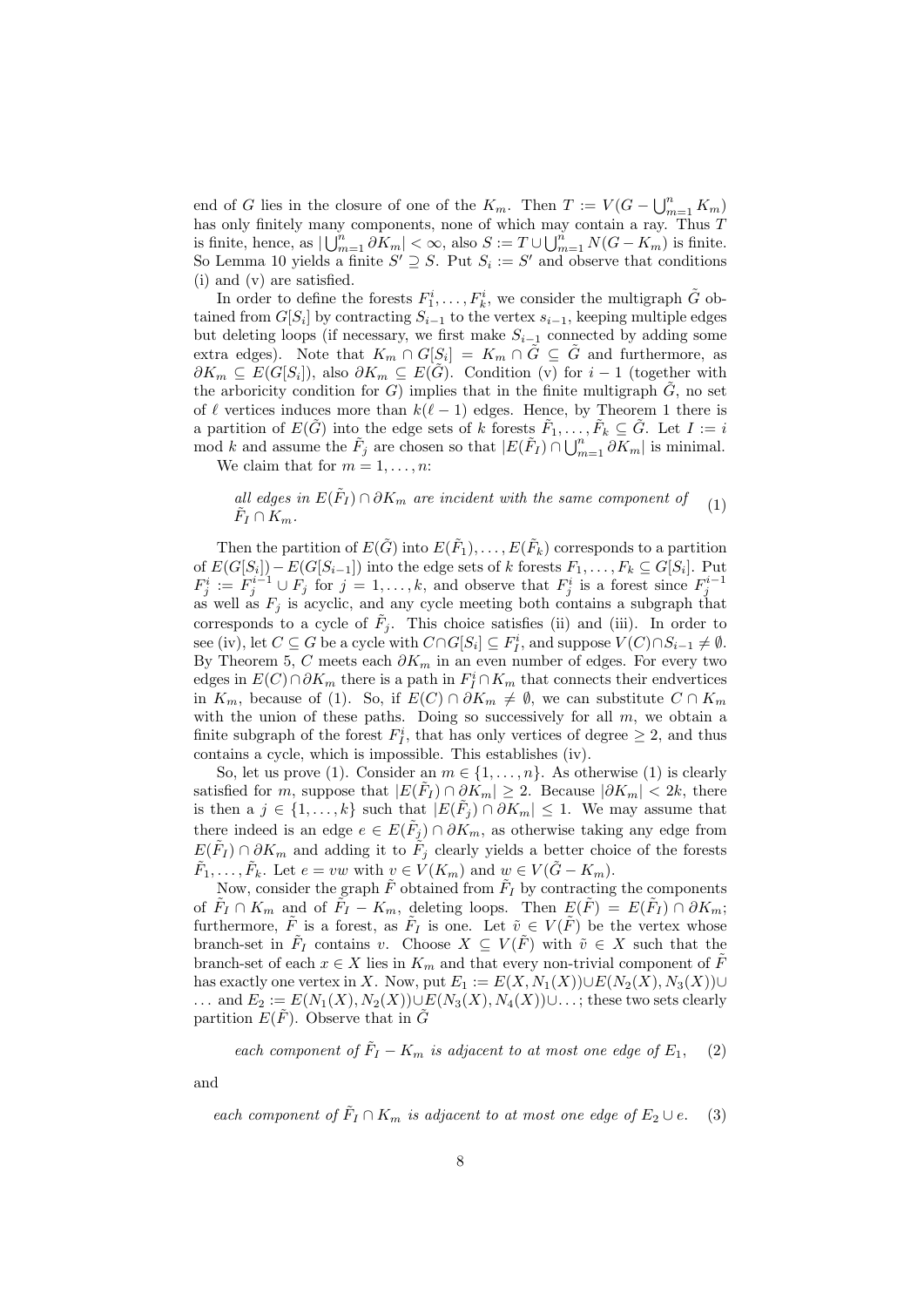end of $G$ lies in the closure of one of the $K_m$. Then $T := V(G - \bigcup_{m=1}^n K_m)$ has only finitely many components, none of which may contain a ray. Thus $T$ is finite, hence, as $|\bigcup_{m=1}^n \partial K_m| < \infty$, also $S := T \cup \bigcup_{m=1}^n N(G - K_m)$ is finite. So Lemma 10 yields a finite $S' \supseteq S$. Put $S_i := S'$ and observe that conditions (i) and (v) are satisfied.

In order to define the forests $F_1^i, \ldots, F_k^i$, we consider the multigraph $\tilde{G}$ obtained from $G[S_i]$ by contracting $S_{i-1}$ to the vertex $s_{i-1}$, keeping multiple edges but deleting loops (if necessary, we first make $S_{i-1}$ connected by adding some extra edges). Note that $K_m \cap G[S_i] = K_m \cap \tilde{G} \subseteq \tilde{G}$ and furthermore, as $\partial K_m \subseteq E(G[S_i])$, also $\partial K_m \subseteq E(\tilde{G})$. Condition (v) for $i-1$ (together with the arboricity condition for $G$) implies that in the finite multigraph $\tilde{G}$, no set of $\ell$ vertices induces more than $k(\ell - 1)$ edges. Hence, by Theorem 1 there is a partition of $E(\tilde{G})$ into the edge sets of $k$ forests $\tilde{F}_1, \ldots, \tilde{F}_k \subseteq \tilde{G}$. Let $I := i$ mod $k$ and assume the $\tilde{F}_j$ are chosen so that $|E(\tilde{F}_I) \cap \bigcup_{m=1}^n \partial K_m|$ is minimal.

We claim that for $m = 1, \ldots, n$:

$$\textit{all edges in } E(\tilde{F}_I) \cap \partial K_m \textit{ are incident with the same component of } \tilde{F}_I \cap K_m. \tag{1}$$

Then the partition of $E(\tilde{G})$ into $E(\tilde{F}_1), \ldots, E(\tilde{F}_k)$ corresponds to a partition of $E(G[S_i]) - E(G[S_{i-1}])$ into the edge sets of $k$ forests $F_1, \ldots, F_k \subseteq G[S_i]$. Put $F_j^i := F_j^{i-1} \cup F_j$ for $j = 1, \ldots, k$, and observe that $F_j^i$ is a forest since $F_j^{i-1}$ as well as $F_j$ is acyclic, and any cycle meeting both contains a subgraph that corresponds to a cycle of $\tilde{F}_j$. This choice satisfies (ii) and (iii). In order to see (iv), let $C \subseteq G$ be a cycle with $C \cap G[S_i] \subseteq F_I^i$, and suppose $V(C) \cap S_{i-1} \neq \emptyset$. By Theorem 5, $C$ meets each $\partial K_m$ in an even number of edges. For every two edges in $E(C) \cap \partial K_m$ there is a path in $F_I^i \cap K_m$ that connects their endvertices in $K_m$, because of (1). So, if $E(C) \cap \partial K_m \neq \emptyset$, we can substitute $C \cap K_m$ with the union of these paths. Doing so successively for all $m$, we obtain a finite subgraph of the forest $F_I^i$, that has only vertices of degree $\geq 2$, and thus contains a cycle, which is impossible. This establishes (iv).

So, let us prove (1). Consider an $m \in \{1, \ldots, n\}$. As otherwise (1) is clearly satisfied for $m$, suppose that $|E(\tilde{F}_I) \cap \partial K_m| \geq 2$. Because $|\partial K_m| < 2k$, there is then a $j \in \{1, \ldots, k\}$ such that $|E(\tilde{F}_j) \cap \partial K_m| \leq 1$. We may assume that there indeed is an edge $e \in E(\tilde{F}_j) \cap \partial K_m$, as otherwise taking any edge from $E(\tilde{F}_I) \cap \partial K_m$ and adding it to $\tilde{F}_j$ clearly yields a better choice of the forests $\tilde{F}_1, \ldots, \tilde{F}_k$. Let $e = vw$ with $v \in V(K_m)$ and $w \in V(\tilde{G} - K_m)$.

Now, consider the graph $\tilde{F}$ obtained from $\tilde{F}_I$ by contracting the components of $\tilde{F}_I \cap K_m$ and of $\tilde{F}_I - K_m$, deleting loops. Then $E(\tilde{F}) = E(\tilde{F}_I) \cap \partial K_m$; furthermore, $\tilde{F}$ is a forest, as $\tilde{F}_I$ is one. Let $\tilde{v} \in V(\tilde{F})$ be the vertex whose branch-set in $\tilde{F}_I$ contains $v$. Choose $X \subseteq V(\tilde{F})$ with $\tilde{v} \in X$ such that the branch-set of each $x \in X$ lies in $K_m$ and that every non-trivial component of $\tilde{F}$ has exactly one vertex in $X$. Now, put $E_1 := E(X, N_1(X)) \cup E(N_2(X), N_3(X)) \cup \ldots$ and $E_2 := E(N_1(X), N_2(X)) \cup E(N_3(X), N_4(X)) \cup \ldots$; these two sets clearly partition $E(\tilde{F})$. Observe that in $\tilde{G}$

$$\textit{each component of } \tilde{F}_I - K_m \textit{ is adjacent to at most one edge of } E_1, \tag{2}$$

and

$$\textit{each component of } \tilde{F}_I \cap K_m \textit{ is adjacent to at most one edge of } E_2 \cup e. \tag{3}$$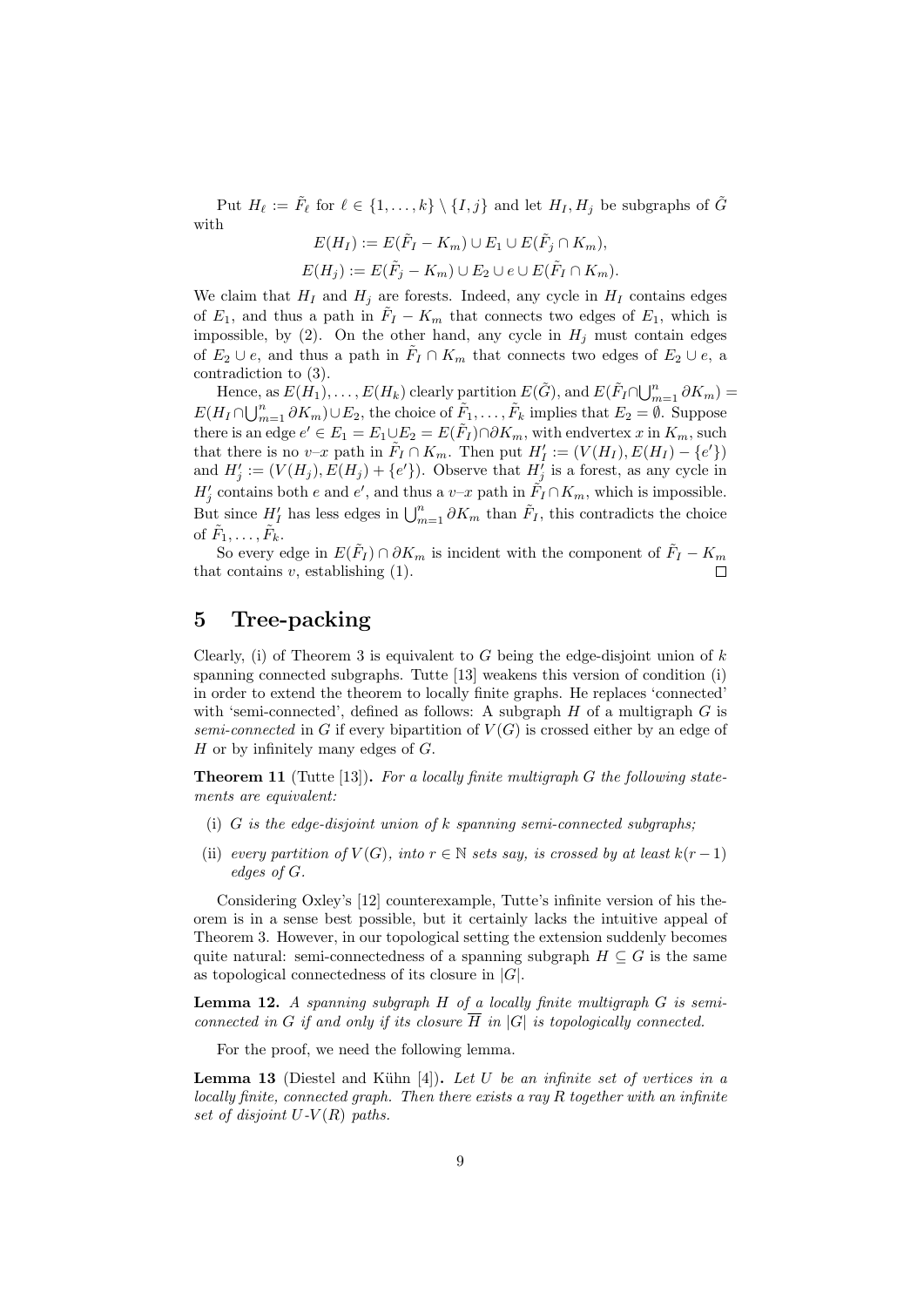Put $H_\ell := \tilde{F}_\ell$ for $\ell \in \{1, \ldots, k\} \setminus \{I, j\}$ and let $H_I, H_j$ be subgraphs of $\tilde{G}$ with

$$E(H_I) := E(\tilde{F}_I - K_m) \cup E_1 \cup E(\tilde{F}_j \cap K_m),$$

$$E(H_j) := E(\tilde{F}_j - K_m) \cup E_2 \cup e \cup E(\tilde{F}_I \cap K_m).$$

We claim that $H_I$ and $H_j$ are forests. Indeed, any cycle in $H_I$ contains edges of $E_1$, and thus a path in $\tilde{F}_I - K_m$ that connects two edges of $E_1$, which is impossible, by (2). On the other hand, any cycle in $H_j$ must contain edges of $E_2 \cup e$, and thus a path in $\tilde{F}_I \cap K_m$ that connects two edges of $E_2 \cup e$, a contradiction to (3).

Hence, as $E(H_1), \ldots, E(H_k)$ clearly partition $E(\tilde{G})$, and $E(\tilde{F}_I \cap \bigcup_{m=1}^n \partial K_m) = E(H_I \cap \bigcup_{m=1}^n \partial K_m) \cup E_2$, the choice of $\tilde{F}_1, \ldots, \tilde{F}_k$ implies that $E_2 = \emptyset$. Suppose there is an edge $e' \in E_1 = E_1 \cup E_2 = E(\tilde{F}_I) \cap \partial K_m$, with endvertex $x$ in $K_m$, such that there is no $v$–$x$ path in $\tilde{F}_I \cap K_m$. Then put $H'_I := (V(H_I), E(H_I) - \{e'\})$ and $H'_j := (V(H_j), E(H_j) + \{e'\})$. Observe that $H'_j$ is a forest, as any cycle in $H'_j$ contains both $e$ and $e'$, and thus a $v$–$x$ path in $\tilde{F}_I \cap K_m$, which is impossible. But since $H'_I$ has less edges in $\bigcup_{m=1}^n \partial K_m$ than $\tilde{F}_I$, this contradicts the choice of $\tilde{F}_1, \ldots, \tilde{F}_k$.

So every edge in $E(\tilde{F}_I) \cap \partial K_m$ is incident with the component of $\tilde{F}_I - K_m$ that contains $v$, establishing (1). □

## 5 Tree-packing

Clearly, (i) of Theorem 3 is equivalent to $G$ being the edge-disjoint union of $k$ spanning connected subgraphs. Tutte [13] weakens this version of condition (i) in order to extend the theorem to locally finite graphs. He replaces 'connected' with 'semi-connected', defined as follows: A subgraph $H$ of a multigraph $G$ is *semi-connected* in $G$ if every bipartition of $V(G)$ is crossed either by an edge of $H$ or by infinitely many edges of $G$.

**Theorem 11** (Tutte [13]). *For a locally finite multigraph $G$ the following statements are equivalent:*

- (i) *$G$ is the edge-disjoint union of $k$ spanning semi-connected subgraphs;*
- (ii) *every partition of $V(G)$, into $r \in \mathbb{N}$ sets say, is crossed by at least $k(r-1)$ edges of $G$.*

Considering Oxley's [12] counterexample, Tutte's infinite version of his theorem is in a sense best possible, but it certainly lacks the intuitive appeal of Theorem 3. However, in our topological setting the extension suddenly becomes quite natural: semi-connectedness of a spanning subgraph $H \subseteq G$ is the same as topological connectedness of its closure in $|G|$.

**Lemma 12.** *A spanning subgraph $H$ of a locally finite multigraph $G$ is semi-connected in $G$ if and only if its closure $\overline{H}$ in $|G|$ is topologically connected.*

For the proof, we need the following lemma.

**Lemma 13** (Diestel and Kühn [4]). *Let $U$ be an infinite set of vertices in a locally finite, connected graph. Then there exists a ray $R$ together with an infinite set of disjoint $U$-$V(R)$ paths.*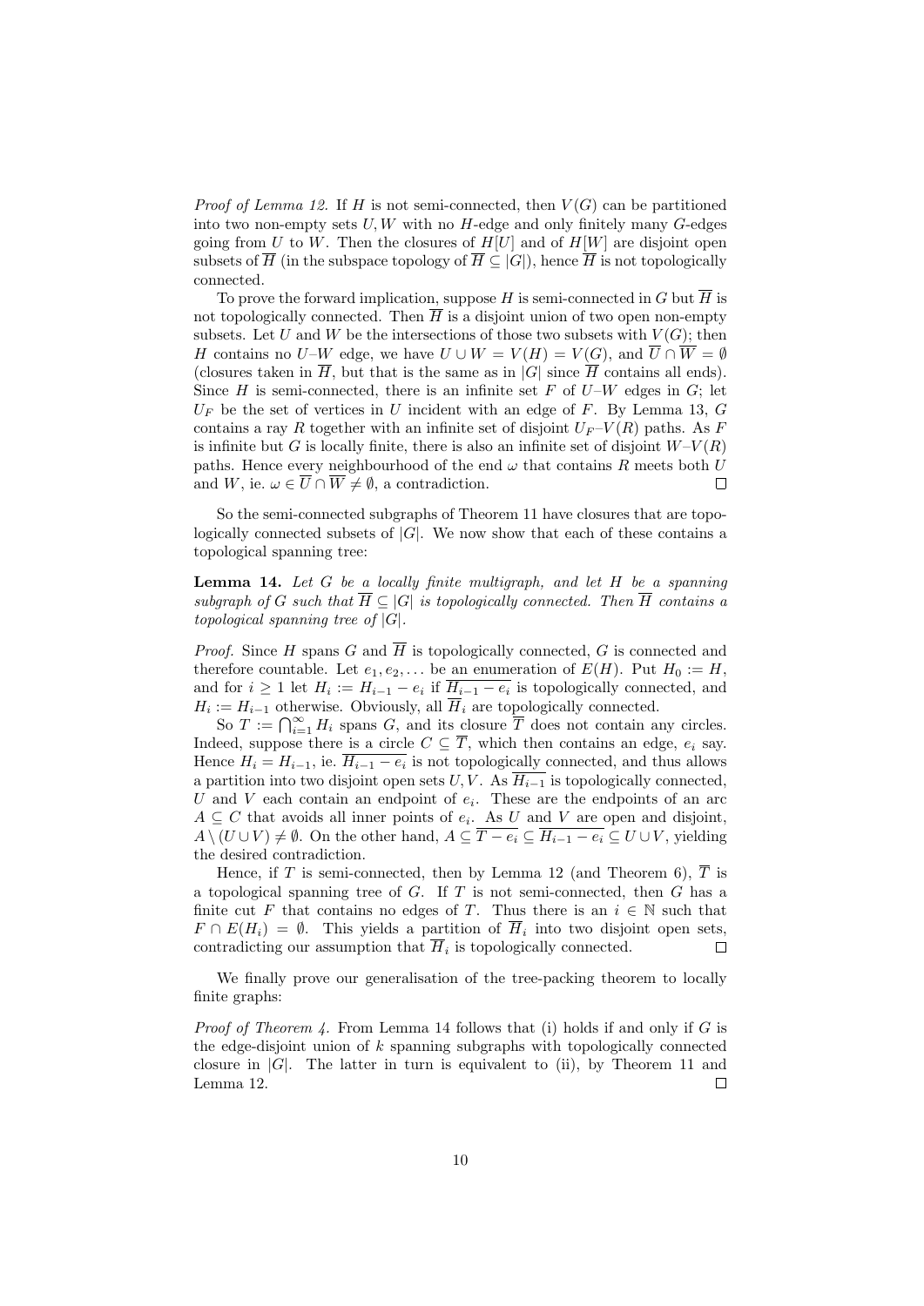*Proof of Lemma 12.* If $H$ is not semi-connected, then $V(G)$ can be partitioned into two non-empty sets $U, W$ with no $H$-edge and only finitely many $G$-edges going from $U$ to $W$. Then the closures of $H[U]$ and of $H[W]$ are disjoint open subsets of $\overline{H}$ (in the subspace topology of $\overline{H} \subseteq |G|$), hence $\overline{H}$ is not topologically connected.

To prove the forward implication, suppose $H$ is semi-connected in $G$ but $\overline{H}$ is not topologically connected. Then $\overline{H}$ is a disjoint union of two open non-empty subsets. Let $U$ and $W$ be the intersections of those two subsets with $V(G)$; then $H$ contains no $U$–$W$ edge, we have $U \cup W = V(H) = V(G)$, and $\overline{U} \cap \overline{W} = \emptyset$ (closures taken in $\overline{H}$, but that is the same as in $|G|$ since $\overline{H}$ contains all ends). Since $H$ is semi-connected, there is an infinite set $F$ of $U$–$W$ edges in $G$; let $U_F$ be the set of vertices in $U$ incident with an edge of $F$. By Lemma 13, $G$ contains a ray $R$ together with an infinite set of disjoint $U_F$–$V(R)$ paths. As $F$ is infinite but $G$ is locally finite, there is also an infinite set of disjoint $W$–$V(R)$ paths. Hence every neighbourhood of the end $\omega$ that contains $R$ meets both $U$ and $W$, ie. $\omega \in \overline{U} \cap \overline{W} \neq \emptyset$, a contradiction. $\square$

So the semi-connected subgraphs of Theorem 11 have closures that are topologically connected subsets of $|G|$. We now show that each of these contains a topological spanning tree:

**Lemma 14.** *Let $G$ be a locally finite multigraph, and let $H$ be a spanning subgraph of $G$ such that $\overline{H} \subseteq |G|$ is topologically connected. Then $\overline{H}$ contains a topological spanning tree of $|G|$.*

*Proof.* Since $H$ spans $G$ and $\overline{H}$ is topologically connected, $G$ is connected and therefore countable. Let $e_1, e_2, \dots$ be an enumeration of $E(H)$. Put $H_0 := H$, and for $i \geq 1$ let $H_i := H_{i-1} - e_i$ if $\overline{H_{i-1} - e_i}$ is topologically connected, and $H_i := H_{i-1}$ otherwise. Obviously, all $\overline{H}_i$ are topologically connected.

So $T := \bigcap_{i=1}^{\infty} H_i$ spans $G$, and its closure $\overline{T}$ does not contain any circles. Indeed, suppose there is a circle $C \subseteq \overline{T}$, which then contains an edge, $e_i$ say. Hence $H_i = H_{i-1}$, ie. $\overline{H_{i-1} - e_i}$ is not topologically connected, and thus allows a partition into two disjoint open sets $U, V$. As $\overline{H_{i-1}}$ is topologically connected, $U$ and $V$ each contain an endpoint of $e_i$. These are the endpoints of an arc $A \subseteq C$ that avoids all inner points of $e_i$. As $U$ and $V$ are open and disjoint, $A \setminus (U \cup V) \neq \emptyset$. On the other hand, $A \subseteq \overline{T - e_i} \subseteq \overline{H_{i-1} - e_i} \subseteq U \cup V$, yielding the desired contradiction.

Hence, if $T$ is semi-connected, then by Lemma 12 (and Theorem 6), $\overline{T}$ is a topological spanning tree of $G$. If $T$ is not semi-connected, then $G$ has a finite cut $F$ that contains no edges of $T$. Thus there is an $i \in \mathbb{N}$ such that $F \cap E(H_i) = \emptyset$. This yields a partition of $\overline{H}_i$ into two disjoint open sets, contradicting our assumption that $\overline{H}_i$ is topologically connected. $\square$

We finally prove our generalisation of the tree-packing theorem to locally finite graphs:

*Proof of Theorem 4.* From Lemma 14 follows that (i) holds if and only if $G$ is the edge-disjoint union of $k$ spanning subgraphs with topologically connected closure in $|G|$. The latter in turn is equivalent to (ii), by Theorem 11 and Lemma 12. $\square$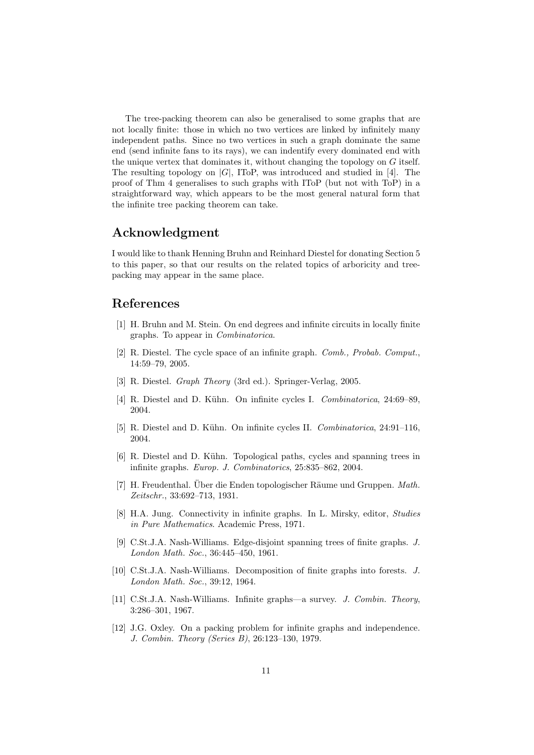The tree-packing theorem can also be generalised to some graphs that are not locally finite: those in which no two vertices are linked by infinitely many independent paths. Since no two vertices in such a graph dominate the same end (send infinite fans to its rays), we can indentify every dominated end with the unique vertex that dominates it, without changing the topology on $G$ itself. The resulting topology on $|G|$, IToP, was introduced and studied in [4]. The proof of Thm 4 generalises to such graphs with IToP (but not with ToP) in a straightforward way, which appears to be the most general natural form that the infinite tree packing theorem can take.

## Acknowledgment

I would like to thank Henning Bruhn and Reinhard Diestel for donating Section 5 to this paper, so that our results on the related topics of arboricity and tree-packing may appear in the same place.

## References

[1] H. Bruhn and M. Stein. On end degrees and infinite circuits in locally finite graphs. To appear in *Combinatorica*.

[2] R. Diestel. The cycle space of an infinite graph. *Comb., Probab. Comput.*, 14:59–79, 2005.

[3] R. Diestel. *Graph Theory* (3rd ed.). Springer-Verlag, 2005.

[4] R. Diestel and D. Kühn. On infinite cycles I. *Combinatorica*, 24:69–89, 2004.

[5] R. Diestel and D. Kühn. On infinite cycles II. *Combinatorica*, 24:91–116, 2004.

[6] R. Diestel and D. Kühn. Topological paths, cycles and spanning trees in infinite graphs. *Europ. J. Combinatorics*, 25:835–862, 2004.

[7] H. Freudenthal. Über die Enden topologischer Räume und Gruppen. *Math. Zeitschr.*, 33:692–713, 1931.

[8] H.A. Jung. Connectivity in infinite graphs. In L. Mirsky, editor, *Studies in Pure Mathematics*. Academic Press, 1971.

[9] C.St.J.A. Nash-Williams. Edge-disjoint spanning trees of finite graphs. *J. London Math. Soc.*, 36:445–450, 1961.

[10] C.St.J.A. Nash-Williams. Decomposition of finite graphs into forests. *J. London Math. Soc.*, 39:12, 1964.

[11] C.St.J.A. Nash-Williams. Infinite graphs—a survey. *J. Combin. Theory*, 3:286–301, 1967.

[12] J.G. Oxley. On a packing problem for infinite graphs and independence. *J. Combin. Theory (Series B)*, 26:123–130, 1979.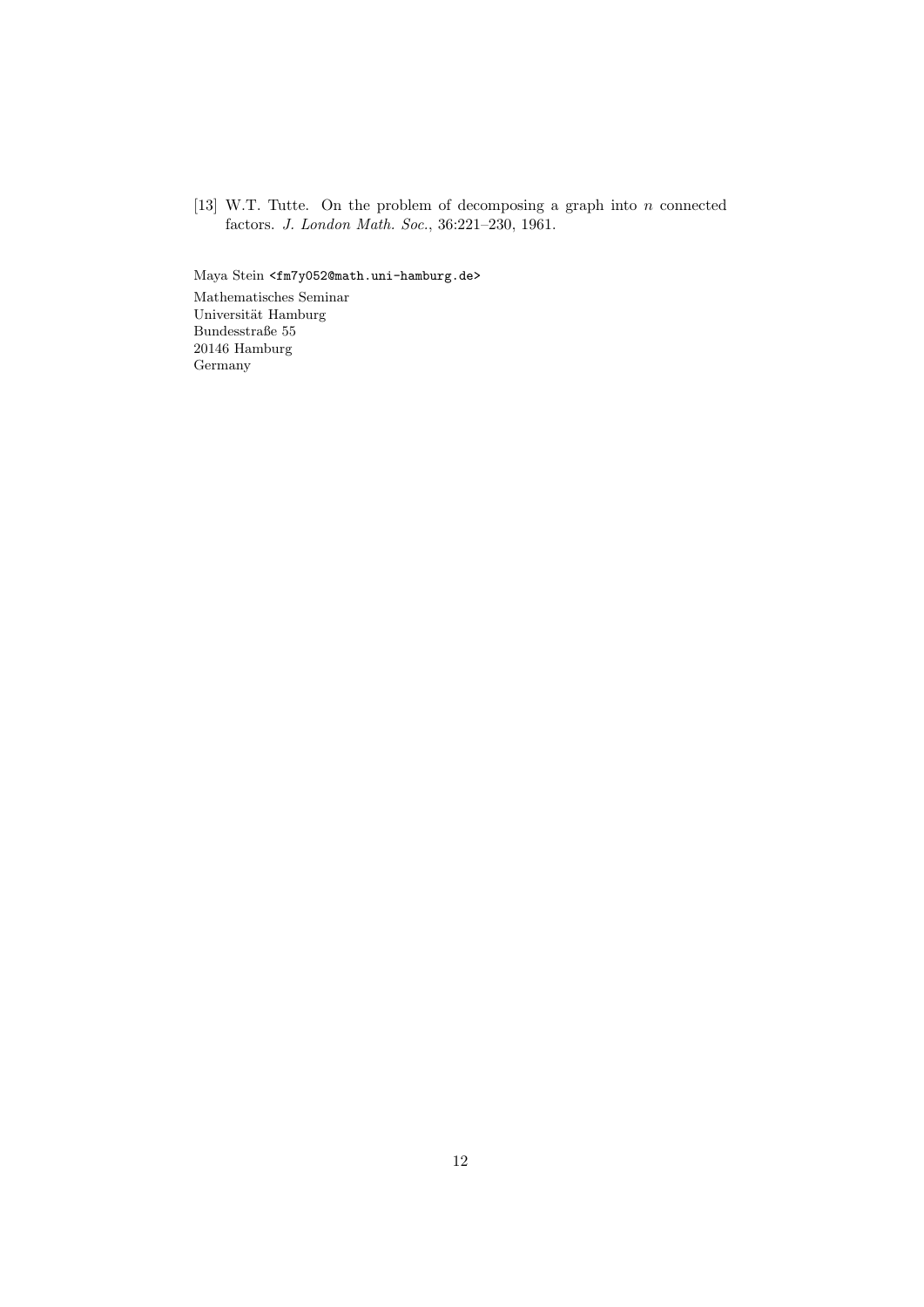[13] W.T. Tutte. On the problem of decomposing a graph into $n$ connected factors. *J. London Math. Soc.*, 36:221–230, 1961.

Maya Stein `<fm7y052@math.uni-hamburg.de>`

Mathematisches Seminar
Universität Hamburg
Bundesstraße 55
20146 Hamburg
Germany